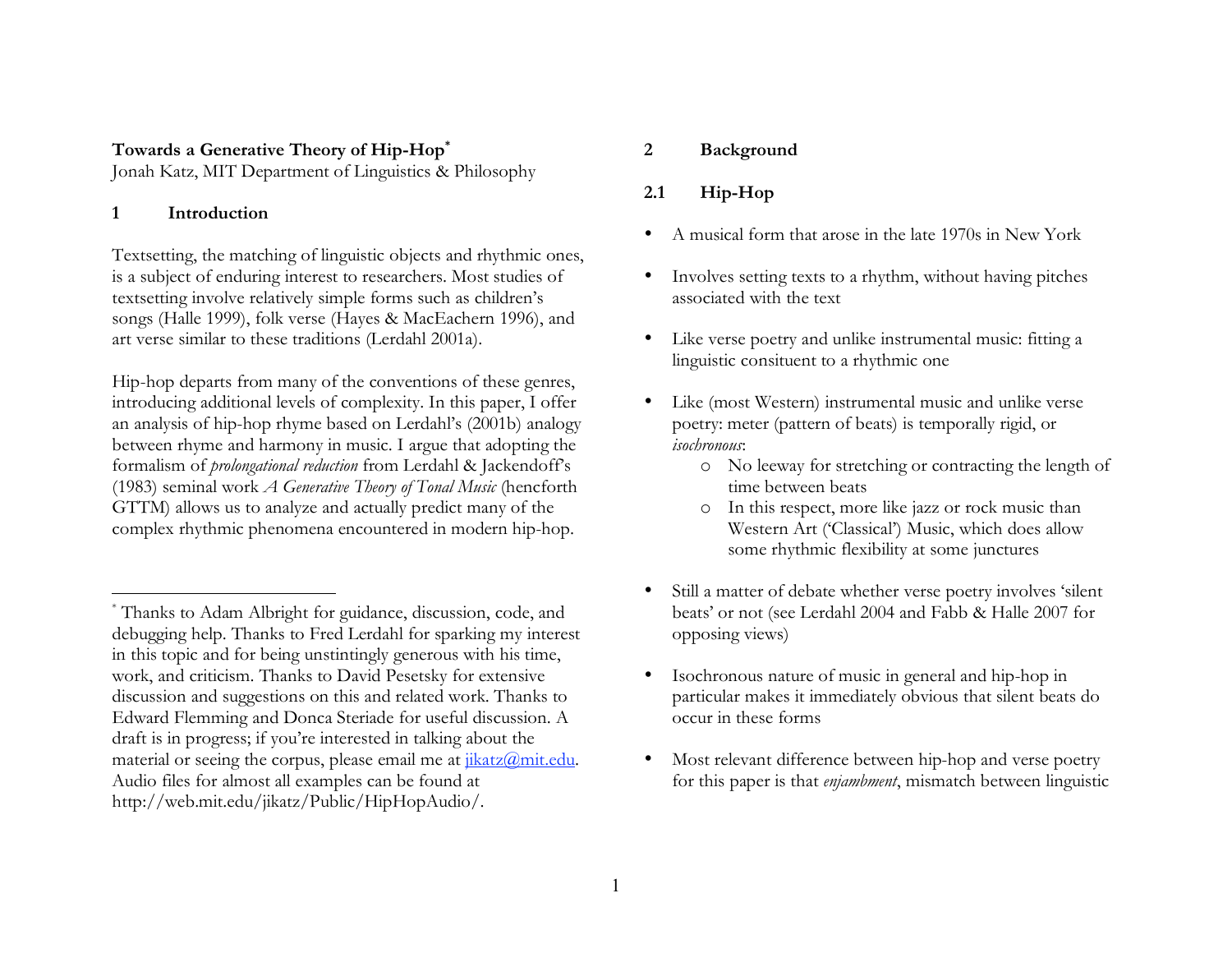# Towards a Generative Theory of Hip-Hop[*]

Jonah Katz, MIT Department of Linguistics & Philosophy

## 1 Introduction

Textsetting, the matching of linguistic objects and rhythmic ones, is a subject of enduring interest to researchers. Most studies of textsetting involve relatively simple forms such as children's songs (Halle 1999), folk verse (Hayes & MacEachern 1996), and art verse similar to these traditions (Lerdahl 2001a).

Hip-hop departs from many of the conventions of these genres, introducing additional levels of complexity. In this paper, I offer an analysis of hip-hop rhyme based on Lerdahl's (2001b) analogy between rhyme and harmony in music. I argue that adopting the formalism of *prolongational reduction* from Lerdahl & Jackendoff's (1983) seminal work *A Generative Theory of Tonal Music* (henceforth GTTM) allows us to analyze and actually predict many of the complex rhythmic phenomena encountered in modern hip-hop.

[*] Thanks to Adam Albright for guidance, discussion, code, and debugging help. Thanks to Fred Lerdahl for sparking my interest in this topic and for being unstintingly generous with his time, work, and criticism. Thanks to David Pesetsky for extensive discussion and suggestions on this and related work. Thanks to Edward Flemming and Donca Steriade for useful discussion. A draft is in progress; if you're interested in talking about the material or seeing the corpus, please email me at jikatz@mit.edu. Audio files for almost all examples can be found at http://web.mit.edu/jikatz/Public/HipHopAudio/.

## 2 Background

### 2.1 Hip-Hop

- A musical form that arose in the late 1970s in New York
- Involves setting texts to a rhythm, without having pitches associated with the text
- Like verse poetry and unlike instrumental music: fitting a linguistic consituent to a rhythmic one
- Like (most Western) instrumental music and unlike verse poetry: meter (pattern of beats) is temporally rigid, or *isochronous*:
  - No leeway for stretching or contracting the length of time between beats
  - In this respect, more like jazz or rock music than Western Art ('Classical') Music, which does allow some rhythmic flexibility at some junctures
- Still a matter of debate whether verse poetry involves 'silent beats' or not (see Lerdahl 2004 and Fabb & Halle 2007 for opposing views)
- Isochronous nature of music in general and hip-hop in particular makes it immediately obvious that silent beats do occur in these forms
- Most relevant difference between hip-hop and verse poetry for this paper is that *enjambment*, mismatch between linguistic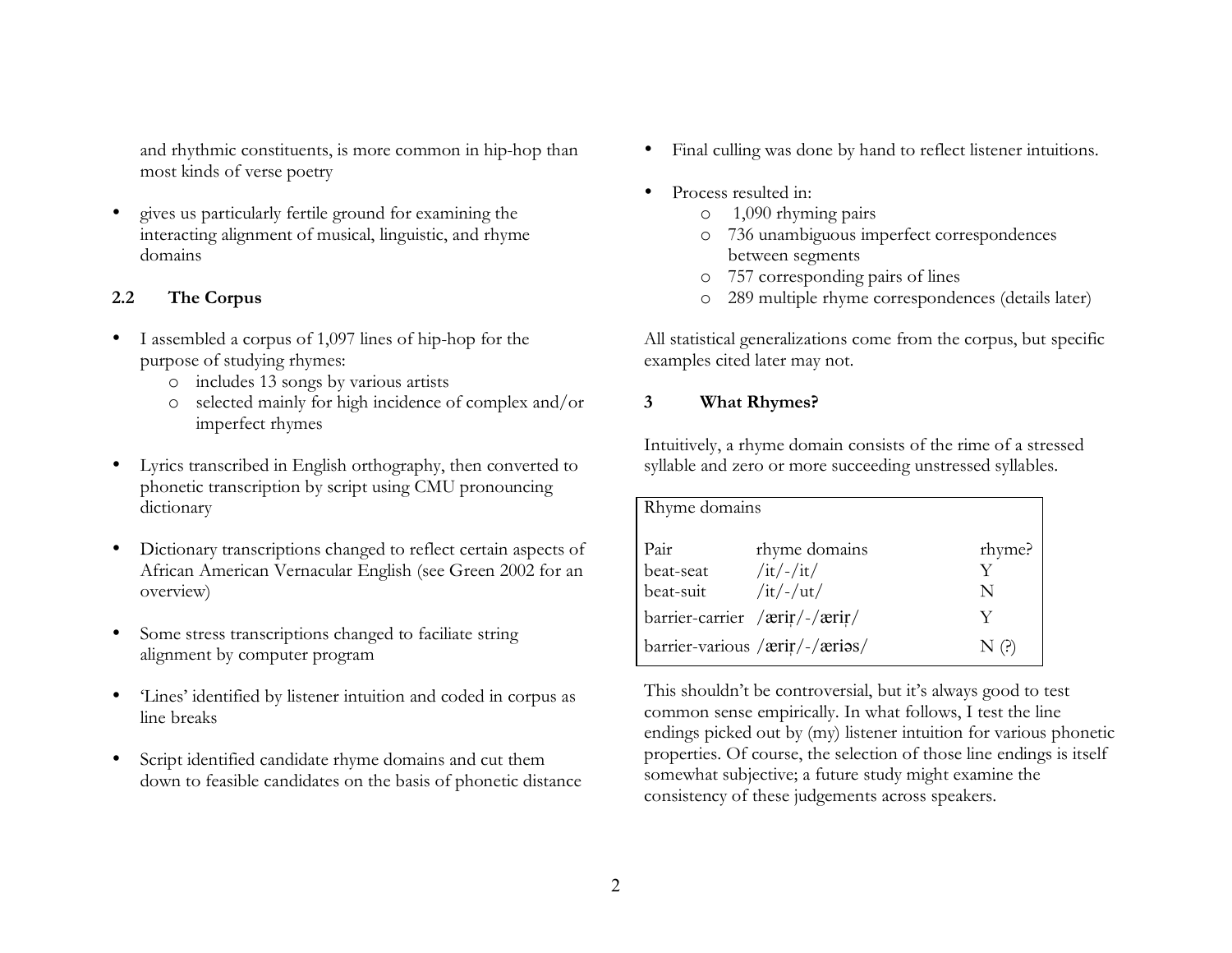and rhythmic constituents, is more common in hip-hop than most kinds of verse poetry

- gives us particularly fertile ground for examining the interacting alignment of musical, linguistic, and rhyme domains

## 2.2 The Corpus

- I assembled a corpus of 1,097 lines of hip-hop for the purpose of studying rhymes:
    - includes 13 songs by various artists
    - selected mainly for high incidence of complex and/or imperfect rhymes

- Lyrics transcribed in English orthography, then converted to phonetic transcription by script using CMU pronouncing dictionary

- Dictionary transcriptions changed to reflect certain aspects of African American Vernacular English (see Green 2002 for an overview)

- Some stress transcriptions changed to faciliate string alignment by computer program

- 'Lines' identified by listener intuition and coded in corpus as line breaks

- Script identified candidate rhyme domains and cut them down to feasible candidates on the basis of phonetic distance

- Final culling was done by hand to reflect listener intuitions.

- Process resulted in:
    - 1,090 rhyming pairs
    - 736 unambiguous imperfect correspondences between segments
    - 757 corresponding pairs of lines
    - 289 multiple rhyme correspondences (details later)

All statistical generalizations come from the corpus, but specific examples cited later may not.

# 3 What Rhymes?

Intuitively, a rhyme domain consists of the rime of a stressed syllable and zero or more succeeding unstressed syllables.

Rhyme domains

| Pair | rhyme domains | rhyme? |
|---|---|---|
| beat-seat | /it/-/it/ | Y |
| beat-suit | /it/-/ut/ | N |
| barrier-carrier | /æriɹ̩/-/æriɹ̩/ | Y |
| barrier-various | /æriɹ̩/-/æriəs/ | N (?) |

This shouldn't be controversial, but it's always good to test common sense empirically. In what follows, I test the line endings picked out by (my) listener intuition for various phonetic properties. Of course, the selection of those line endings is itself somewhat subjective; a future study might examine the consistency of these judgements across speakers.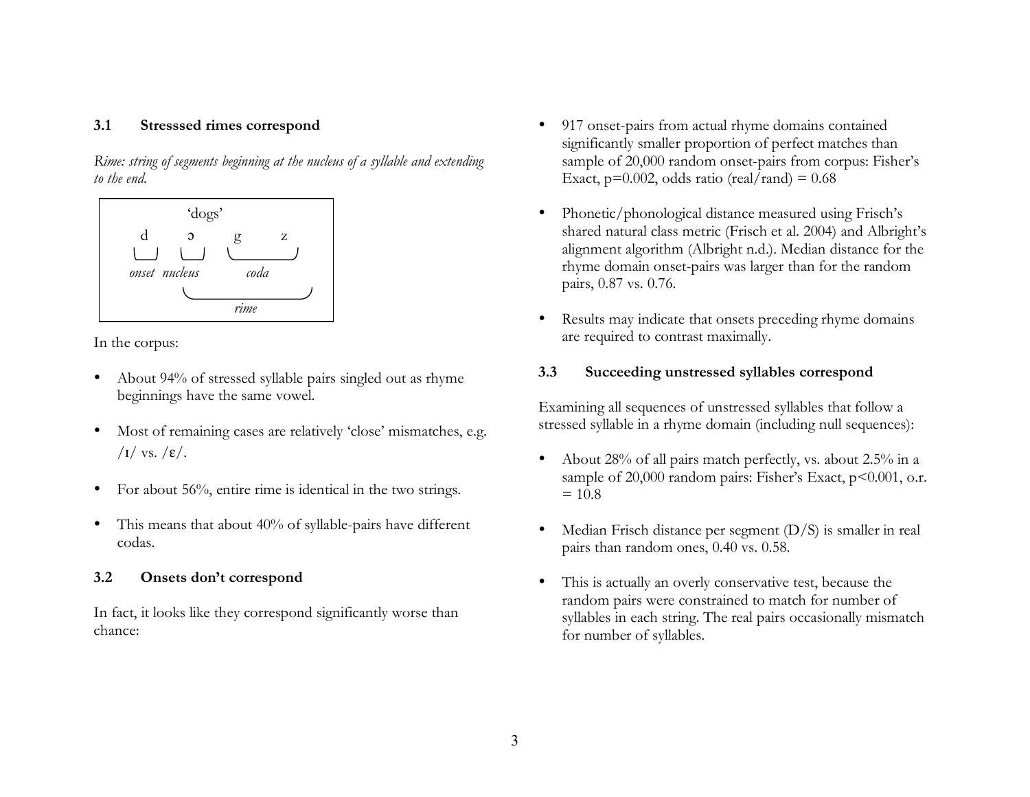### 3.1 Stresssed rimes correspond

*Rime: string of segments beginning at the nucleus of a syllable and extending to the end.*

```
            'dogs'
   d      ɔ      g        z
  \__/  \__/   \___________/
 onset nucleus      coda
        \__________________/
                rime
```

In the corpus:

- About 94% of stressed syllable pairs singled out as rhyme beginnings have the same vowel.
- Most of remaining cases are relatively 'close' mismatches, e.g. /ɪ/ vs. /ɛ/.
- For about 56%, entire rime is identical in the two strings.
- This means that about 40% of syllable-pairs have different codas.

### 3.2 Onsets don't correspond

In fact, it looks like they correspond significantly worse than chance:

- 917 onset-pairs from actual rhyme domains contained significantly smaller proportion of perfect matches than sample of 20,000 random onset-pairs from corpus: Fisher's Exact, $p=0.002$, odds ratio (real/rand) = 0.68
- Phonetic/phonological distance measured using Frisch's shared natural class metric (Frisch et al. 2004) and Albright's alignment algorithm (Albright n.d.). Median distance for the rhyme domain onset-pairs was larger than for the random pairs, 0.87 vs. 0.76.
- Results may indicate that onsets preceding rhyme domains are required to contrast maximally.

### 3.3 Succeeding unstressed syllables correspond

Examining all sequences of unstressed syllables that follow a stressed syllable in a rhyme domain (including null sequences):

- About 28% of all pairs match perfectly, vs. about 2.5% in a sample of 20,000 random pairs: Fisher's Exact, $p<0.001$, o.r. = 10.8
- Median Frisch distance per segment (D/S) is smaller in real pairs than random ones, 0.40 vs. 0.58.
- This is actually an overly conservative test, because the random pairs were constrained to match for number of syllables in each string. The real pairs occasionally mismatch for number of syllables.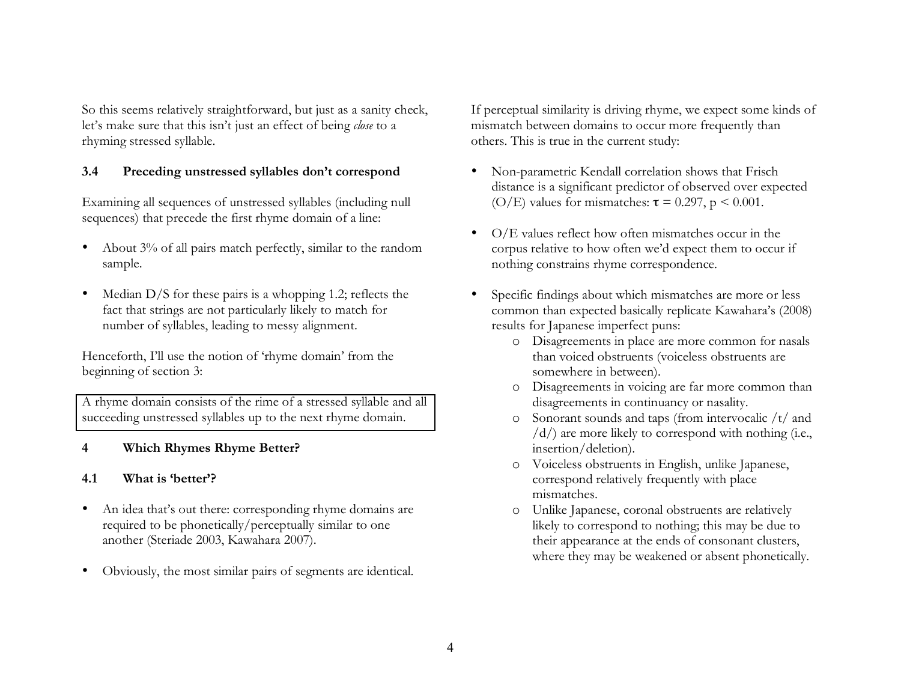So this seems relatively straightforward, but just as a sanity check, let's make sure that this isn't just an effect of being *close* to a rhyming stressed syllable.

### 3.4 Preceding unstressed syllables don't correspond

Examining all sequences of unstressed syllables (including null sequences) that precede the first rhyme domain of a line:

- About 3% of all pairs match perfectly, similar to the random sample.
- Median D/S for these pairs is a whopping 1.2; reflects the fact that strings are not particularly likely to match for number of syllables, leading to messy alignment.

Henceforth, I'll use the notion of 'rhyme domain' from the beginning of section 3:

> A rhyme domain consists of the rime of a stressed syllable and all succeeding unstressed syllables up to the next rhyme domain.

## 4 Which Rhymes Rhyme Better?

### 4.1 What is 'better'?

- An idea that's out there: corresponding rhyme domains are required to be phonetically/perceptually similar to one another (Steriade 2003, Kawahara 2007).
- Obviously, the most similar pairs of segments are identical.

If perceptual similarity is driving rhyme, we expect some kinds of mismatch between domains to occur more frequently than others. This is true in the current study:

- Non-parametric Kendall correlation shows that Frisch distance is a significant predictor of observed over expected (O/E) values for mismatches: $\tau = 0.297$, $p < 0.001$.
- O/E values reflect how often mismatches occur in the corpus relative to how often we'd expect them to occur if nothing constrains rhyme correspondence.
- Specific findings about which mismatches are more or less common than expected basically replicate Kawahara's (2008) results for Japanese imperfect puns:
  - Disagreements in place are more common for nasals than voiced obstruents (voiceless obstruents are somewhere in between).
  - Disagreements in voicing are far more common than disagreements in continuancy or nasality.
  - Sonorant sounds and taps (from intervocalic /t/ and /d/) are more likely to correspond with nothing (i.e., insertion/deletion).
  - Voiceless obstruents in English, unlike Japanese, correspond relatively frequently with place mismatches.
  - Unlike Japanese, coronal obstruents are relatively likely to correspond to nothing; this may be due to their appearance at the ends of consonant clusters, where they may be weakened or absent phonetically.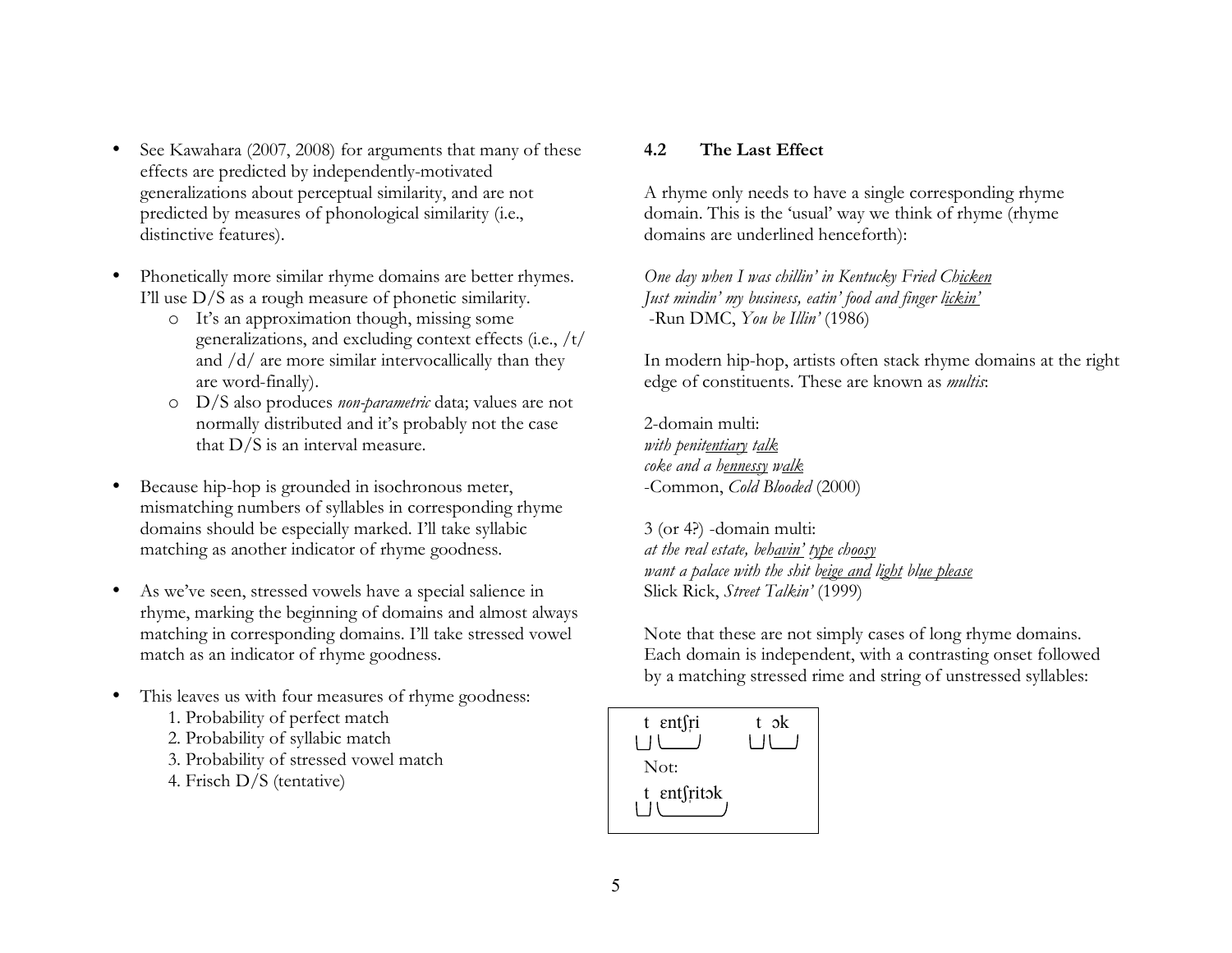- See Kawahara (2007, 2008) for arguments that many of these effects are predicted by independently-motivated generalizations about perceptual similarity, and are not predicted by measures of phonological similarity (i.e., distinctive features).

- Phonetically more similar rhyme domains are better rhymes. I'll use D/S as a rough measure of phonetic similarity.
  - It's an approximation though, missing some generalizations, and excluding context effects (i.e., /t/ and /d/ are more similar intervocallically than they are word-finally).
  - D/S also produces *non-parametric* data; values are not normally distributed and it's probably not the case that D/S is an interval measure.

- Because hip-hop is grounded in isochronous meter, mismatching numbers of syllables in corresponding rhyme domains should be especially marked. I'll take syllabic matching as another indicator of rhyme goodness.

- As we've seen, stressed vowels have a special salience in rhyme, marking the beginning of domains and almost always matching in corresponding domains. I'll take stressed vowel match as an indicator of rhyme goodness.

- This leaves us with four measures of rhyme goodness:
  1. Probability of perfect match
  2. Probability of syllabic match
  3. Probability of stressed vowel match
  4. Frisch D/S (tentative)

### 4.2 The Last Effect

A rhyme only needs to have a single corresponding rhyme domain. This is the 'usual' way we think of rhyme (rhyme domains are underlined henceforth):

*One day when I was chillin' in Kentucky Fried Ch<u>icken</u>*
*Just mindin' my business, eatin' food and finger l<u>ickin'</u>*
-Run DMC, *You be Illin'* (1986)

In modern hip-hop, artists often stack rhyme domains at the right edge of constituents. These are known as *multis*:

2-domain multi:
*with penit<u>entiary</u> t<u>alk</u>*
*coke and a h<u>ennessy</u> w<u>alk</u>*
-Common, *Cold Blooded* (2000)

3 (or 4?) -domain multi:
*at the real estate, beh<u>avin'</u> <u>type</u> ch<u>oosy</u>*
*want a palace with the shit b<u>eige and</u> <u>light</u> bl<u>ue please</u>*
Slick Rick, *Street Talkin'* (1999)

Note that these are not simply cases of long rhyme domains. Each domain is independent, with a contrasting onset followed by a matching stressed rime and string of unstressed syllables:

```
t  ɛntʃri      t  ɔk
└┘ └────┘      └┘ └──┘
Not:
t  ɛntʃritɔk
└┘ └───────┘
```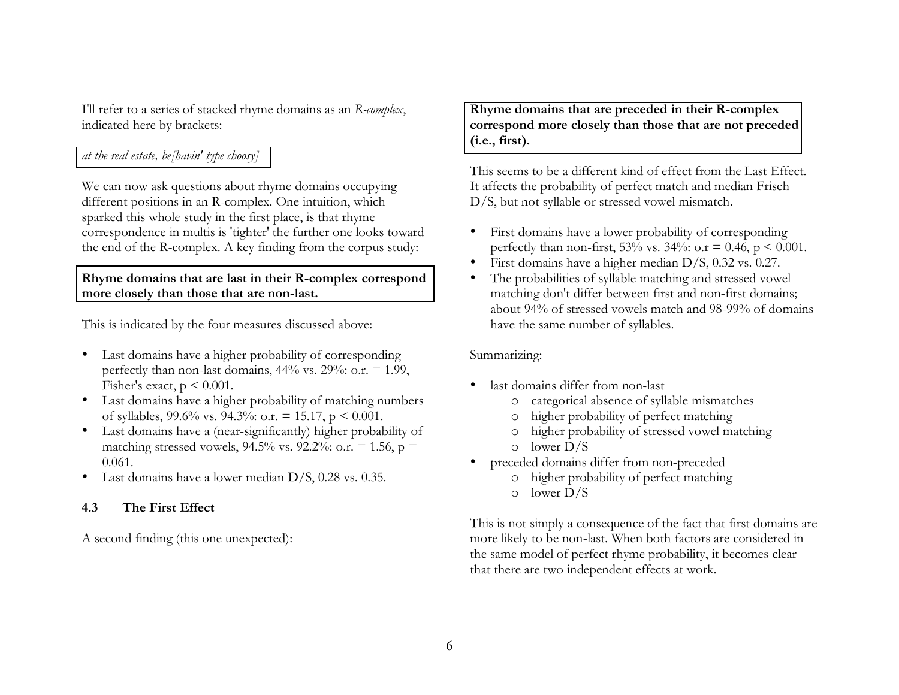I'll refer to a series of stacked rhyme domains as an *R-complex*, indicated here by brackets:

> *at the real estate, be[havin' type choosy]*

We can now ask questions about rhyme domains occupying different positions in an R-complex. One intuition, which sparked this whole study in the first place, is that rhyme correspondence in multis is 'tighter' the further one looks toward the end of the R-complex. A key finding from the corpus study:

> **Rhyme domains that are last in their R-complex correspond more closely than those that are non-last.**

This is indicated by the four measures discussed above:

- Last domains have a higher probability of corresponding perfectly than non-last domains, 44% vs. 29%: o.r. = 1.99, Fisher's exact, $p < 0.001$.
- Last domains have a higher probability of matching numbers of syllables, 99.6% vs. 94.3%: o.r. = 15.17, $p < 0.001$.
- Last domains have a (near-significantly) higher probability of matching stressed vowels, 94.5% vs. 92.2%: o.r. = 1.56, $p = 0.061$.
- Last domains have a lower median D/S, 0.28 vs. 0.35.

### 4.3 The First Effect

A second finding (this one unexpected):

> **Rhyme domains that are preceded in their R-complex correspond more closely than those that are not preceded (i.e., first).**

This seems to be a different kind of effect from the Last Effect. It affects the probability of perfect match and median Frisch D/S, but not syllable or stressed vowel mismatch.

- First domains have a lower probability of corresponding perfectly than non-first, 53% vs. 34%: o.r = 0.46, $p < 0.001$.
- First domains have a higher median D/S, 0.32 vs. 0.27.
- The probabilities of syllable matching and stressed vowel matching don't differ between first and non-first domains; about 94% of stressed vowels match and 98-99% of domains have the same number of syllables.

Summarizing:

- last domains differ from non-last
  - categorical absence of syllable mismatches
  - higher probability of perfect matching
  - higher probability of stressed vowel matching
  - lower D/S
- preceded domains differ from non-preceded
  - higher probability of perfect matching
  - lower D/S

This is not simply a consequence of the fact that first domains are more likely to be non-last. When both factors are considered in the same model of perfect rhyme probability, it becomes clear that there are two independent effects at work.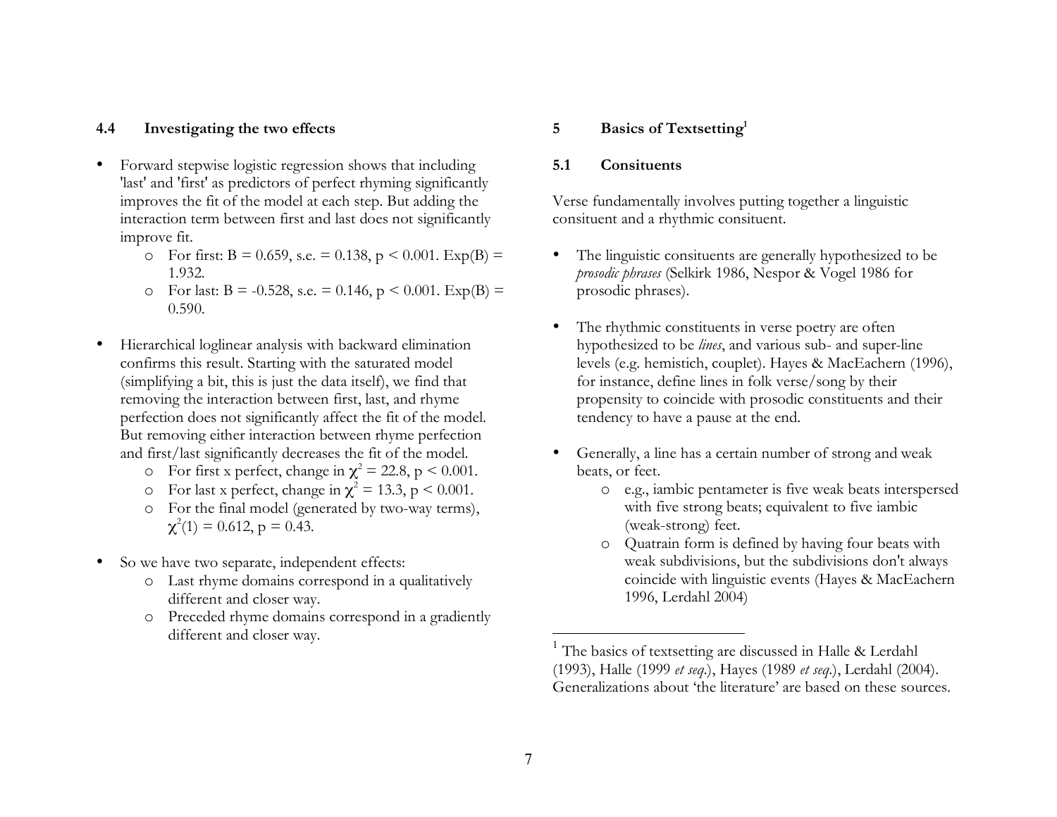### 4.4 Investigating the two effects

- Forward stepwise logistic regression shows that including 'last' and 'first' as predictors of perfect rhyming significantly improves the fit of the model at each step. But adding the interaction term between first and last does not significantly improve fit.
  - For first: $B = 0.659$, s.e. $= 0.138$, $p < 0.001$. Exp(B) $= 1.932$.
  - For last: $B = -0.528$, s.e. $= 0.146$, $p < 0.001$. Exp(B) $= 0.590$.

- Hierarchical loglinear analysis with backward elimination confirms this result. Starting with the saturated model (simplifying a bit, this is just the data itself), we find that removing the interaction between first, last, and rhyme perfection does not significantly affect the fit of the model. But removing either interaction between rhyme perfection and first/last significantly decreases the fit of the model.
  - For first x perfect, change in $\chi^2 = 22.8$, $p < 0.001$.
  - For last x perfect, change in $\chi^2 = 13.3$, $p < 0.001$.
  - For the final model (generated by two-way terms), $\chi^2(1) = 0.612$, $p = 0.43$.

- So we have two separate, independent effects:
  - Last rhyme domains correspond in a qualitatively different and closer way.
  - Preceded rhyme domains correspond in a gradiently different and closer way.

## 5 Basics of Textsetting[1]

### 5.1 Consituents

Verse fundamentally involves putting together a linguistic consituent and a rhythmic consituent.

- The linguistic consituents are generally hypothesized to be *prosodic phrases* (Selkirk 1986, Nespor & Vogel 1986 for prosodic phrases).

- The rhythmic constituents in verse poetry are often hypothesized to be *lines*, and various sub- and super-line levels (e.g. hemistich, couplet). Hayes & MacEachern (1996), for instance, define lines in folk verse/song by their propensity to coincide with prosodic constituents and their tendency to have a pause at the end.

- Generally, a line has a certain number of strong and weak beats, or feet.
  - e.g., iambic pentameter is five weak beats interspersed with five strong beats; equivalent to five iambic (weak-strong) feet.
  - Quatrain form is defined by having four beats with weak subdivisions, but the subdivisions don't always coincide with linguistic events (Hayes & MacEachern 1996, Lerdahl 2004)

[1] The basics of textsetting are discussed in Halle & Lerdahl (1993), Halle (1999 *et seq.*), Hayes (1989 *et seq.*), Lerdahl (2004). Generalizations about 'the literature' are based on these sources.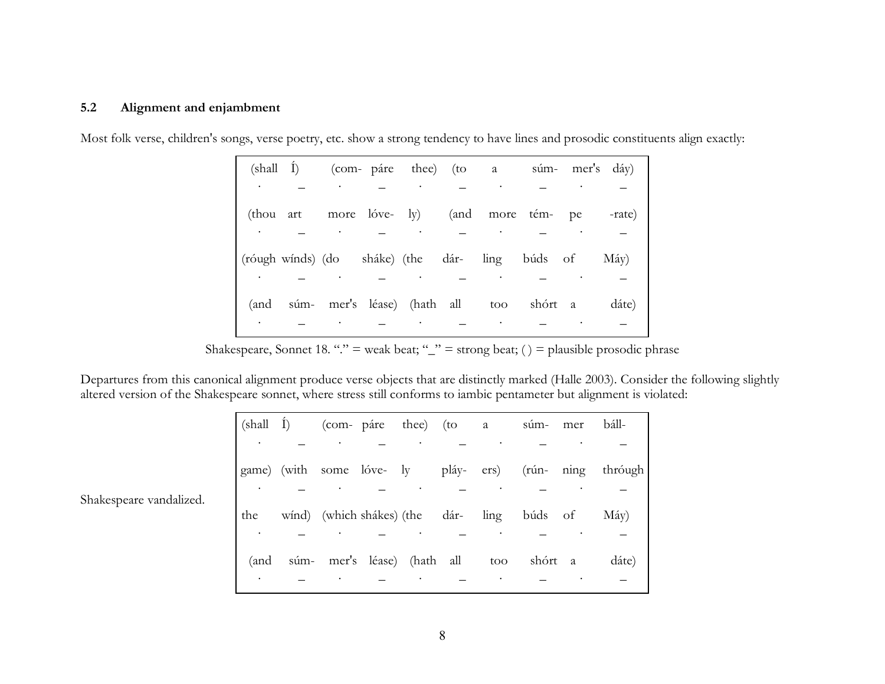### 5.2 Alignment and enjambment

Most folk verse, children's songs, verse poetry, etc. show a strong tendency to have lines and prosodic constituents align exactly:

| | | | | | | | | | |
|---|---|---|---|---|---|---|---|---|---|
| (shall | Í) | (com- | páre | thee) | (to | a | súm- | mer's | dáy) |
| · | _ | · | _ | · | _ | · | _ | · | _ |
| (thou | art | more | lóve- | ly) | (and | more | tém- | pe | -rate) |
| · | _ | · | _ | · | _ | · | _ | · | _ |
| (róugh | wínds) | (do | sháke) | (the | dár- | ling | búds | of | Máy) |
| · | _ | · | _ | · | _ | · | _ | · | _ |
| (and | súm- | mer's | léase) | (hath | all | too | shórt | a | dáte) |
| · | _ | · | _ | · | _ | · | _ | · | _ |

Shakespeare, Sonnet 18. "." = weak beat; "_" = strong beat; ( ) = plausible prosodic phrase

Departures from this canonical alignment produce verse objects that are distinctly marked (Halle 2003). Consider the following slightly altered version of the Shakespeare sonnet, where stress still conforms to iambic pentameter but alignment is violated:

Shakespeare vandalized.

| | | | | | | | | | |
|---|---|---|---|---|---|---|---|---|---|
| (shall | Í) | (com- | páre | thee) | (to | a | súm- | mer | báll- |
| · | _ | · | _ | · | _ | · | _ | · | _ |
| game) | (with | some | lóve- | ly | pláy- | ers) | (rún- | ning | thróugh |
| · | _ | · | _ | · | _ | · | _ | · | _ |
| the | wínd) | (which | shákes) | (the | dár- | ling | búds | of | Máy) |
| · | _ | · | _ | · | _ | · | _ | · | _ |
| (and | súm- | mer's | léase) | (hath | all | too | shórt | a | dáte) |
| · | _ | · | _ | · | _ | · | _ | · | _ |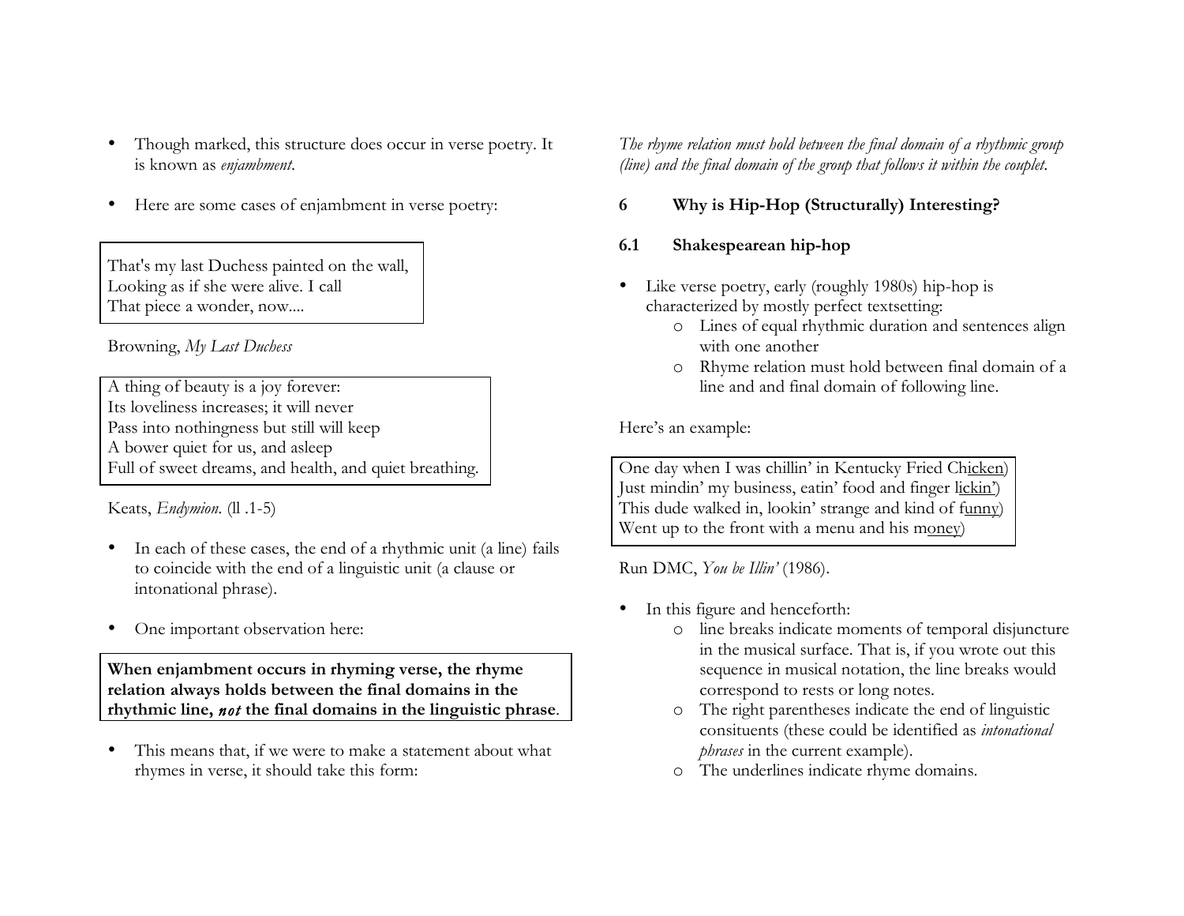- Though marked, this structure does occur in verse poetry. It is known as *enjambment*.

- Here are some cases of enjambment in verse poetry:

> That's my last Duchess painted on the wall,  
> Looking as if she were alive. I call  
> That piece a wonder, now....

Browning, *My Last Duchess*

> A thing of beauty is a joy forever:  
> Its loveliness increases; it will never  
> Pass into nothingness but still will keep  
> A bower quiet for us, and asleep  
> Full of sweet dreams, and health, and quiet breathing.

Keats, *Endymion.* (ll .1-5)

- In each of these cases, the end of a rhythmic unit (a line) fails to coincide with the end of a linguistic unit (a clause or intonational phrase).

- One important observation here:

> **When enjambment occurs in rhyming verse, the rhyme relation always holds between the final domains in the rhythmic line, *not* the final domains in the linguistic phrase**.

- This means that, if we were to make a statement about what rhymes in verse, it should take this form:

*The rhyme relation must hold between the final domain of a rhythmic group (line) and the final domain of the group that follows it within the couplet.*

## 6 Why is Hip-Hop (Structurally) Interesting?

### 6.1 Shakespearean hip-hop

- Like verse poetry, early (roughly 1980s) hip-hop is characterized by mostly perfect textsetting:
  - Lines of equal rhythmic duration and sentences align with one another
  - Rhyme relation must hold between final domain of a line and and final domain of following line.

Here's an example:

> One day when I was chillin' in Kentucky Fried Ch<u>icken</u>)  
> Just mindin' my business, eatin' food and finger l<u>ickin'</u>)  
> This dude walked in, lookin' strange and kind of f<u>unny</u>)  
> Went up to the front with a menu and his m<u>oney</u>)

Run DMC, *You be Illin'* (1986).

- In this figure and henceforth:
  - line breaks indicate moments of temporal disjuncture in the musical surface. That is, if you wrote out this sequence in musical notation, the line breaks would correspond to rests or long notes.
  - The right parentheses indicate the end of linguistic consituents (these could be identified as *intonational phrases* in the current example).
  - The underlines indicate rhyme domains.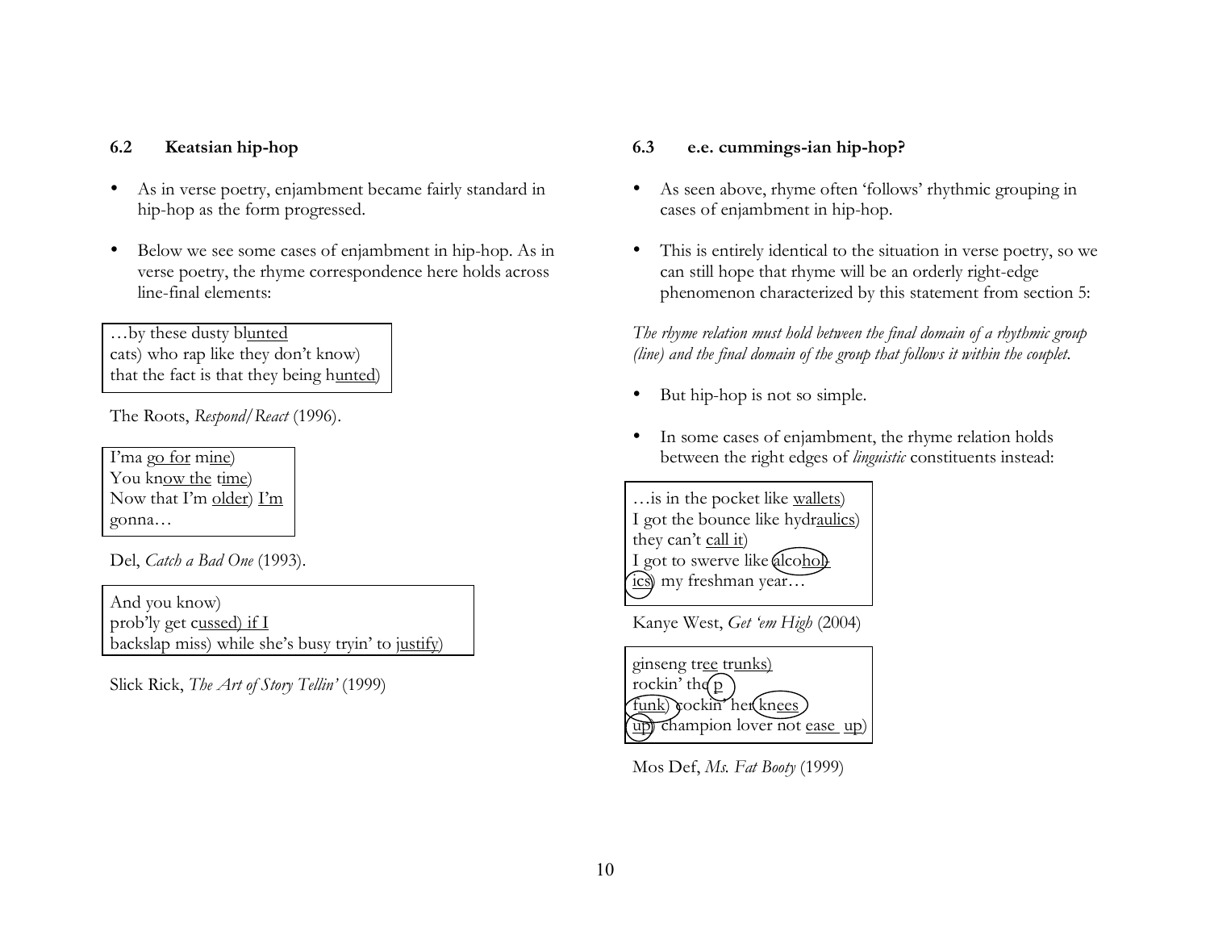### 6.2 Keatsian hip-hop

- As in verse poetry, enjambment became fairly standard in hip-hop as the form progressed.

- Below we see some cases of enjambment in hip-hop. As in verse poetry, the rhyme correspondence here holds across line-final elements:

> …by these dusty bl<u>unted</u>
> cats) who rap like they don't know)
> that the fact is that they being h<u>unted</u>)

The Roots, *Respond/React* (1996).

> I'ma <u>go for</u> m<u>ine</u>)
> You kn<u>ow the</u> t<u>ime</u>)
> Now that I'm <u>older</u>) <u>I'm</u>
> gonna…

Del, *Catch a Bad One* (1993).

> And you know)
> prob'ly get c<u>ussed) if I</u>
> backslap miss) while she's busy tryin' to j<u>ustify</u>)

Slick Rick, *The Art of Story Tellin'* (1999)

### 6.3 e.e. cummings-ian hip-hop?

- As seen above, rhyme often 'follows' rhythmic grouping in cases of enjambment in hip-hop.

- This is entirely identical to the situation in verse poetry, so we can still hope that rhyme will be an orderly right-edge phenomenon characterized by this statement from section 5:

*The rhyme relation must hold between the final domain of a rhythmic group (line) and the final domain of the group that follows it within the couplet.*

- But hip-hop is not so simple.

- In some cases of enjambment, the rhyme relation holds between the right edges of *linguistic* constituents instead:

> …is in the pocket like <u>wallets</u>)
> I got the bounce like hydr<u>aulics</u>)
> they can't <u>call it</u>)
> I got to swerve like alco<u>hol</u>-
> <u>ics</u>) my freshman year…

Kanye West, *Get 'em High* (2004)

> ginseng tr<u>ee</u> <u>trunks)</u>
> rockin' the <u>p</u>
> <u>funk</u>) cockin' her kn<u>ees</u>
> <u>up</u>) champion lover not <u>ease</u> <u>up</u>)

Mos Def, *Ms. Fat Booty* (1999)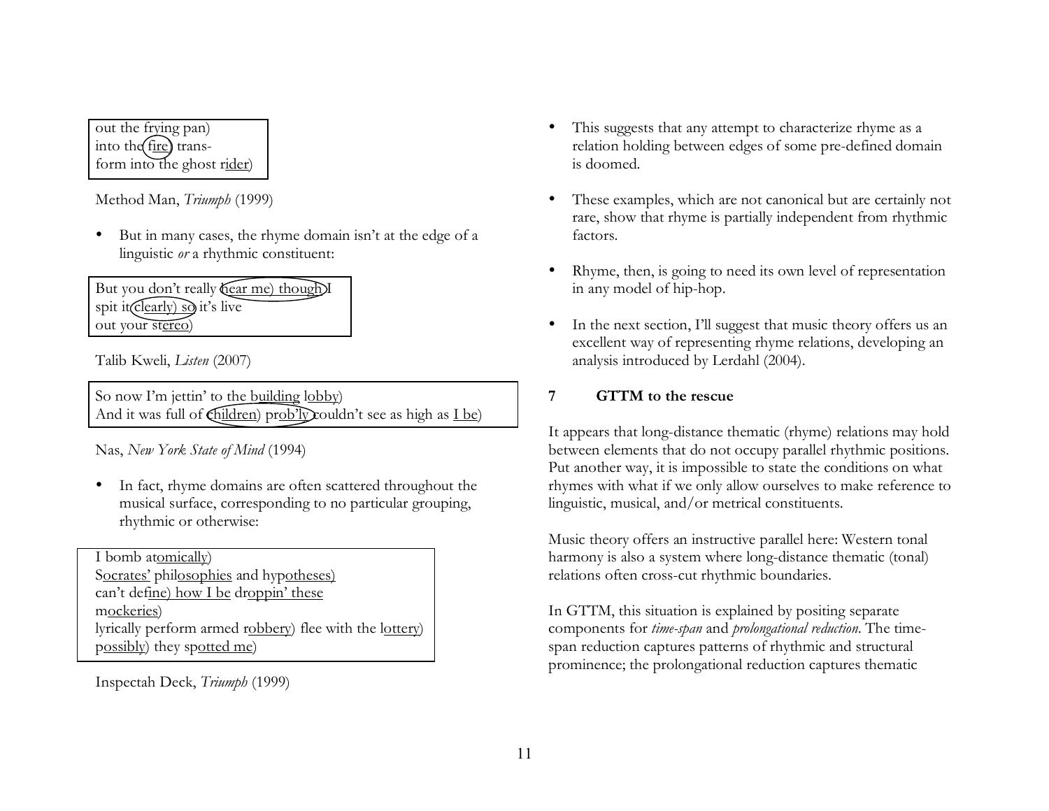out the frying pan)
into the fire) trans-
form into the ghost rider)

Method Man, *Triumph* (1999)

- But in many cases, the rhyme domain isn't at the edge of a linguistic *or* a rhythmic constituent:

But you don't really hear me) though I
spit it clearly) so it's live
out your stereo)

Talib Kweli, *Listen* (2007)

So now I'm jettin' to the building lobby)
And it was full of children) prob'ly couldn't see as high as I be)

Nas, *New York State of Mind* (1994)

- In fact, rhyme domains are often scattered throughout the musical surface, corresponding to no particular grouping, rhythmic or otherwise:

I bomb atomically)
Socrates' philosophies and hypotheses)
can't define) how I be droppin' these
mockeries)
lyrically perform armed robbery) flee with the lottery)
possibly) they spotted me)

Inspectah Deck, *Triumph* (1999)

- This suggests that any attempt to characterize rhyme as a relation holding between edges of some pre-defined domain is doomed.

- These examples, which are not canonical but are certainly not rare, show that rhyme is partially independent from rhythmic factors.

- Rhyme, then, is going to need its own level of representation in any model of hip-hop.

- In the next section, I'll suggest that music theory offers us an excellent way of representing rhyme relations, developing an analysis introduced by Lerdahl (2004).

## 7 GTTM to the rescue

It appears that long-distance thematic (rhyme) relations may hold between elements that do not occupy parallel rhythmic positions. Put another way, it is impossible to state the conditions on what rhymes with what if we only allow ourselves to make reference to linguistic, musical, and/or metrical constituents.

Music theory offers an instructive parallel here: Western tonal harmony is also a system where long-distance thematic (tonal) relations often cross-cut rhythmic boundaries.

In GTTM, this situation is explained by positing separate components for *time-span* and *prolongational reduction*. The time-span reduction captures patterns of rhythmic and structural prominence; the prolongational reduction captures thematic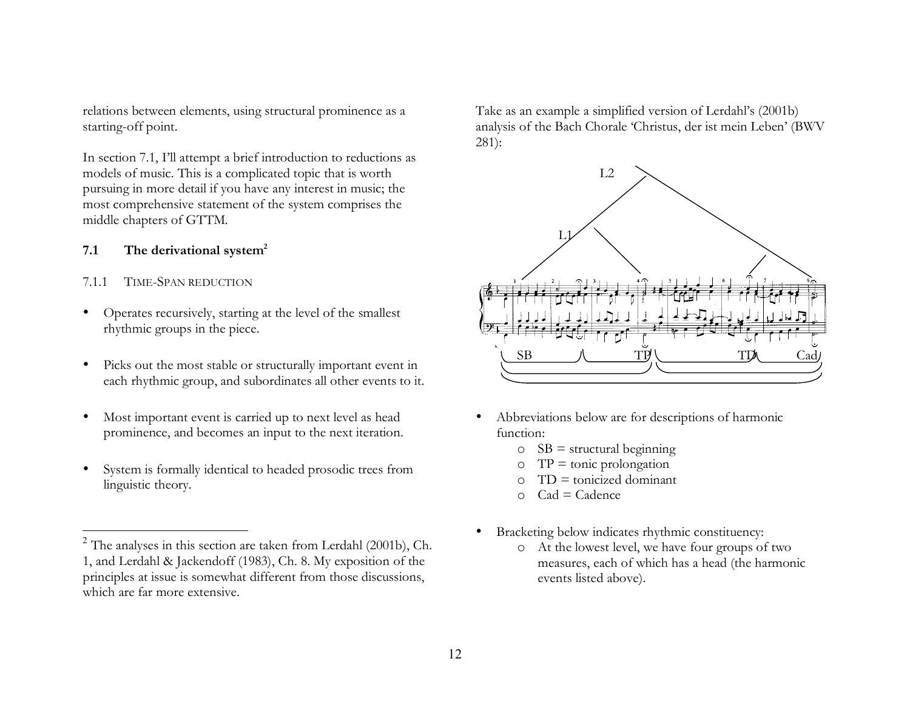relations between elements, using structural prominence as a starting-off point.

In section 7.1, I'll attempt a brief introduction to reductions as models of music. This is a complicated topic that is worth pursuing in more detail if you have any interest in music; the most comprehensive statement of the system comprises the middle chapters of GTTM.

### 7.1 The derivational system[2]

#### 7.1.1 TIME-SPAN REDUCTION

- Operates recursively, starting at the level of the smallest rhythmic groups in the piece.
- Picks out the most stable or structurally important event in each rhythmic group, and subordinates all other events to it.
- Most important event is carried up to next level as head prominence, and becomes an input to the next iteration.
- System is formally identical to headed prosodic trees from linguistic theory.

Take as an example a simplified version of Lerdahl's (2001b) analysis of the Bach Chorale 'Christus, der ist mein Leben' (BWV 281):

L2

L1

SB TP TD Cad

- Abbreviations below are for descriptions of harmonic function:
  - SB = structural beginning
  - TP = tonic prolongation
  - TD = tonicized dominant
  - Cad = Cadence
- Bracketing below indicates rhythmic constituency:
  - At the lowest level, we have four groups of two measures, each of which has a head (the harmonic events listed above).

[2] The analyses in this section are taken from Lerdahl (2001b), Ch. 1, and Lerdahl & Jackendoff (1983), Ch. 8. My exposition of the principles at issue is somewhat different from those discussions, which are far more extensive.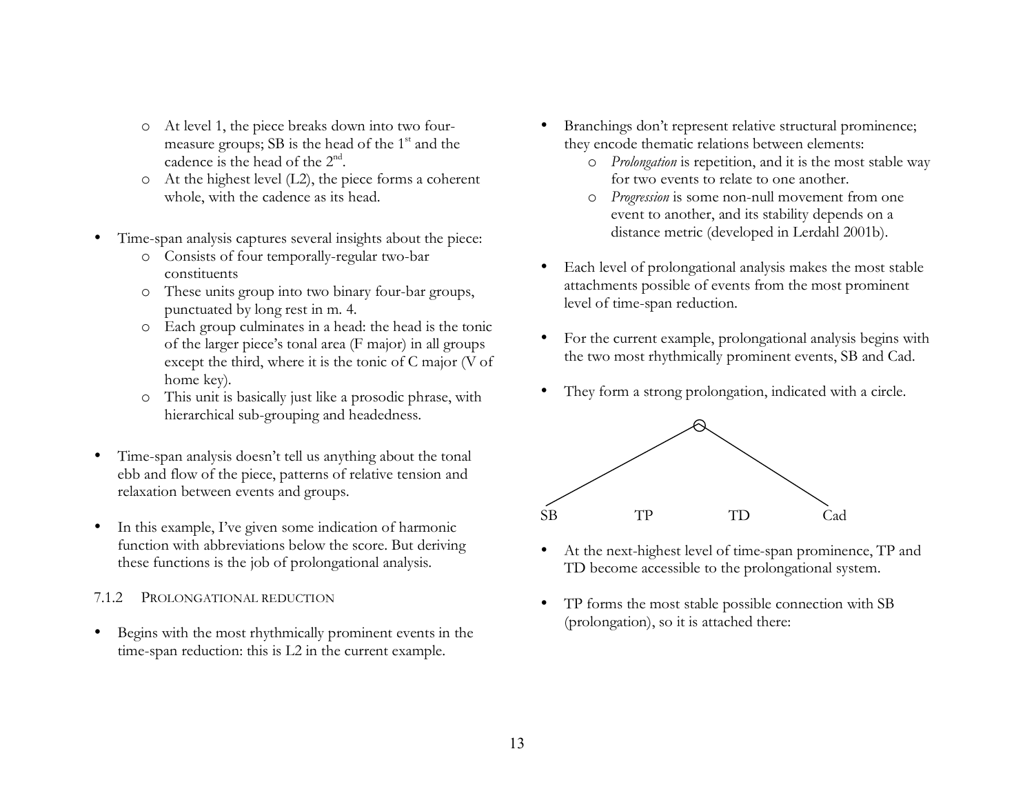- At level 1, the piece breaks down into two four-measure groups; SB is the head of the 1st and the cadence is the head of the 2nd.
- At the highest level (L2), the piece forms a coherent whole, with the cadence as its head.

- Time-span analysis captures several insights about the piece:
  - Consists of four temporally-regular two-bar constituents
  - These units group into two binary four-bar groups, punctuated by long rest in m. 4.
  - Each group culminates in a head: the head is the tonic of the larger piece's tonal area (F major) in all groups except the third, where it is the tonic of C major (V of home key).
  - This unit is basically just like a prosodic phrase, with hierarchical sub-grouping and headedness.

- Time-span analysis doesn't tell us anything about the tonal ebb and flow of the piece, patterns of relative tension and relaxation between events and groups.

- In this example, I've given some indication of harmonic function with abbreviations below the score. But deriving these functions is the job of prolongational analysis.

### 7.1.2 Prolongational reduction

- Begins with the most rhythmically prominent events in the time-span reduction: this is L2 in the current example.

- Branchings don't represent relative structural prominence; they encode thematic relations between elements:
  - *Prolongation* is repetition, and it is the most stable way for two events to relate to one another.
  - *Progression* is some non-null movement from one event to another, and its stability depends on a distance metric (developed in Lerdahl 2001b).

- Each level of prolongational analysis makes the most stable attachments possible of events from the most prominent level of time-span reduction.

- For the current example, prolongational analysis begins with the two most rhythmically prominent events, SB and Cad.

- They form a strong prolongation, indicated with a circle.

SB TP TD Cad

- At the next-highest level of time-span prominence, TP and TD become accessible to the prolongational system.

- TP forms the most stable possible connection with SB (prolongation), so it is attached there: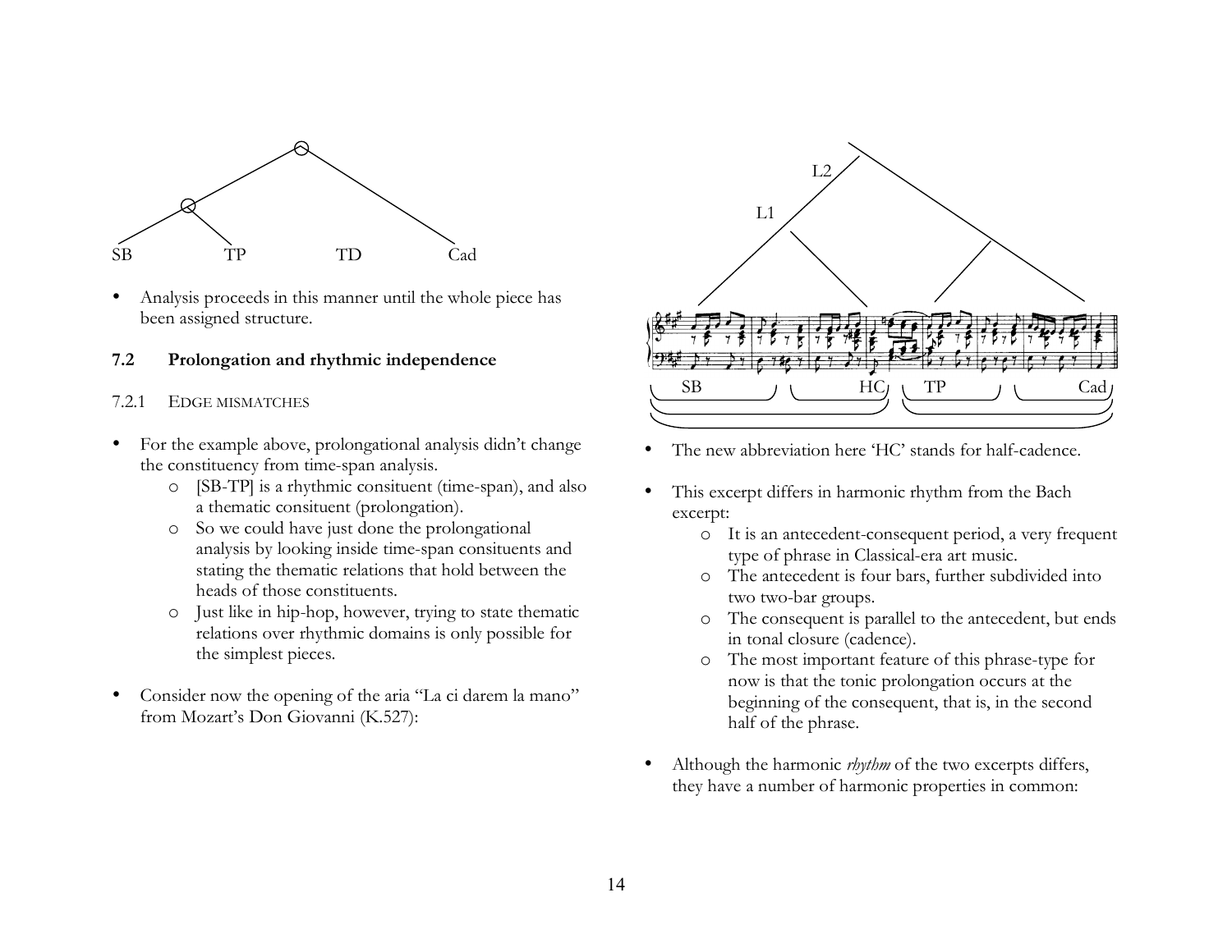SB TP TD Cad

- Analysis proceeds in this manner until the whole piece has been assigned structure.

### 7.2 Prolongation and rhythmic independence

#### 7.2.1 Edge mismatches

- For the example above, prolongational analysis didn't change the constituency from time-span analysis.
  - [SB-TP] is a rhythmic consituent (time-span), and also a thematic consituent (prolongation).
  - So we could have just done the prolongational analysis by looking inside time-span consituents and stating the thematic relations that hold between the heads of those constituents.
  - Just like in hip-hop, however, trying to state thematic relations over rhythmic domains is only possible for the simplest pieces.
- Consider now the opening of the aria "La ci darem la mano" from Mozart's Don Giovanni (K.527):

L2 L1

SB HC TP Cad

- The new abbreviation here 'HC' stands for half-cadence.
- This excerpt differs in harmonic rhythm from the Bach excerpt:
  - It is an antecedent-consequent period, a very frequent type of phrase in Classical-era art music.
  - The antecedent is four bars, further subdivided into two two-bar groups.
  - The consequent is parallel to the antecedent, but ends in tonal closure (cadence).
  - The most important feature of this phrase-type for now is that the tonic prolongation occurs at the beginning of the consequent, that is, in the second half of the phrase.
- Although the harmonic *rhythm* of the two excerpts differs, they have a number of harmonic properties in common: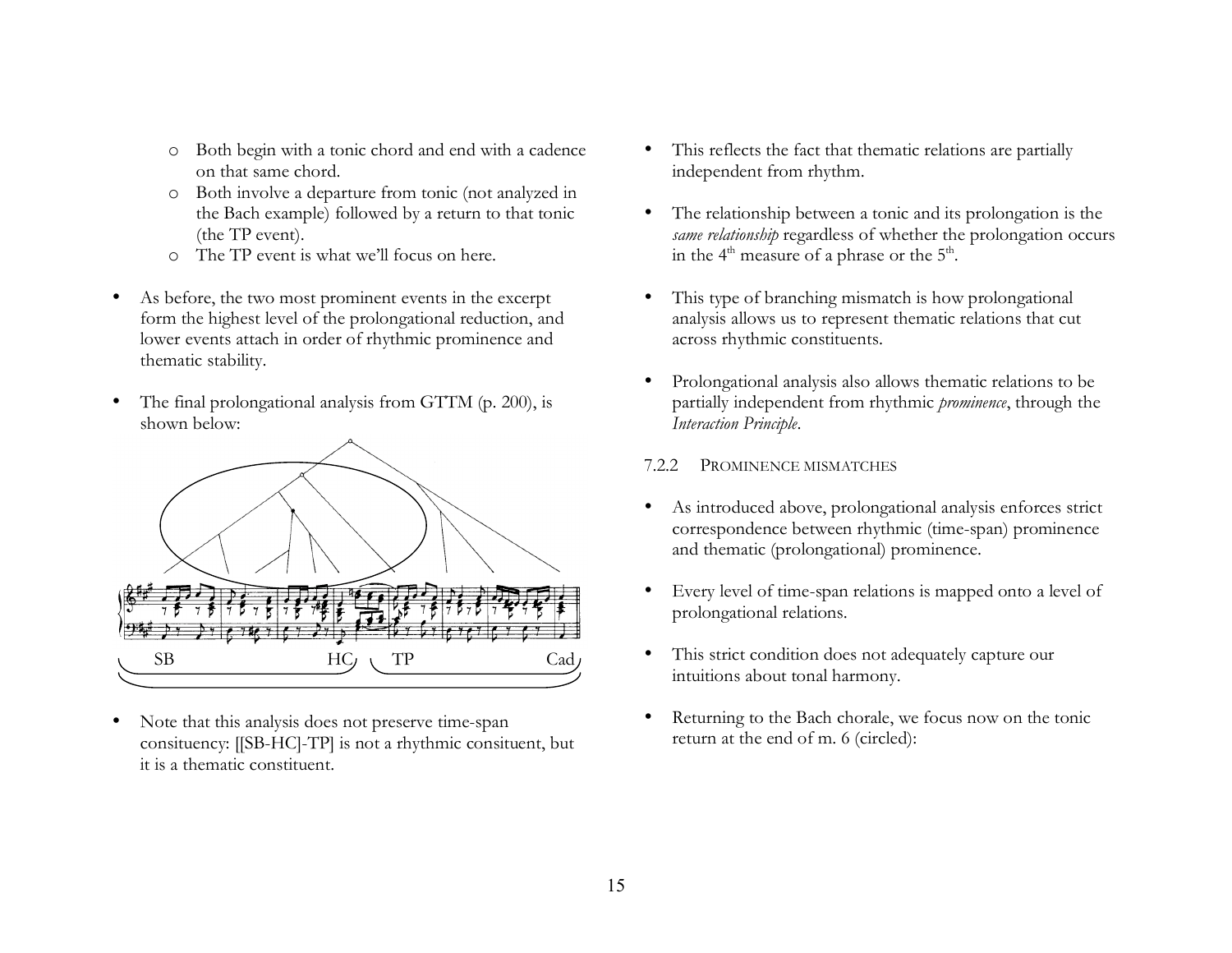- Both begin with a tonic chord and end with a cadence on that same chord.
- Both involve a departure from tonic (not analyzed in the Bach example) followed by a return to that tonic (the TP event).
- The TP event is what we'll focus on here.

- As before, the two most prominent events in the excerpt form the highest level of the prolongational reduction, and lower events attach in order of rhythmic prominence and thematic stability.

- The final prolongational analysis from GTTM (p. 200), is shown below:

SB HC TP Cad

- Note that this analysis does not preserve time-span consituency: [[SB-HC]-TP] is not a rhythmic consituent, but it is a thematic constituent.

- This reflects the fact that thematic relations are partially independent from rhythm.

- The relationship between a tonic and its prolongation is the *same relationship* regardless of whether the prolongation occurs in the 4th measure of a phrase or the 5th.

- This type of branching mismatch is how prolongational analysis allows us to represent thematic relations that cut across rhythmic constituents.

- Prolongational analysis also allows thematic relations to be partially independent from rhythmic *prominence*, through the *Interaction Principle*.

### 7.2.2 Prominence mismatches

- As introduced above, prolongational analysis enforces strict correspondence between rhythmic (time-span) prominence and thematic (prolongational) prominence.

- Every level of time-span relations is mapped onto a level of prolongational relations.

- This strict condition does not adequately capture our intuitions about tonal harmony.

- Returning to the Bach chorale, we focus now on the tonic return at the end of m. 6 (circled):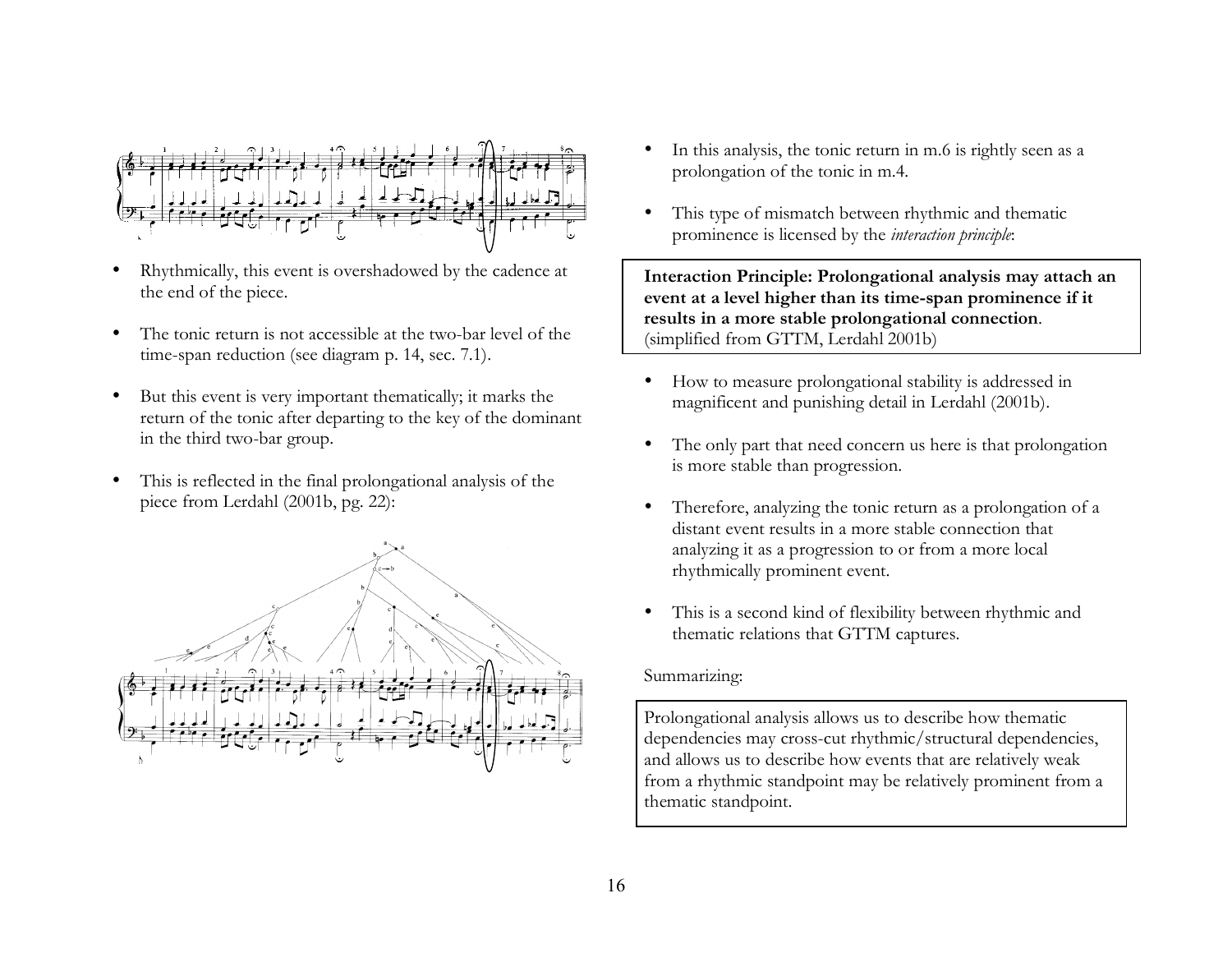- Rhythmically, this event is overshadowed by the cadence at the end of the piece.

- The tonic return is not accessible at the two-bar level of the time-span reduction (see diagram p. 14, sec. 7.1).

- But this event is very important thematically; it marks the return of the tonic after departing to the key of the dominant in the third two-bar group.

- This is reflected in the final prolongational analysis of the piece from Lerdahl (2001b, pg. 22):

- In this analysis, the tonic return in m.6 is rightly seen as a prolongation of the tonic in m.4.

- This type of mismatch between rhythmic and thematic prominence is licensed by the *interaction principle*:

> **Interaction Principle: Prolongational analysis may attach an event at a level higher than its time-span prominence if it results in a more stable prolongational connection**. (simplified from GTTM, Lerdahl 2001b)

- How to measure prolongational stability is addressed in magnificent and punishing detail in Lerdahl (2001b).

- The only part that need concern us here is that prolongation is more stable than progression.

- Therefore, analyzing the tonic return as a prolongation of a distant event results in a more stable connection that analyzing it as a progression to or from a more local rhythmically prominent event.

- This is a second kind of flexibility between rhythmic and thematic relations that GTTM captures.

Summarizing:

> Prolongational analysis allows us to describe how thematic dependencies may cross-cut rhythmic/structural dependencies, and allows us to describe how events that are relatively weak from a rhythmic standpoint may be relatively prominent from a thematic standpoint.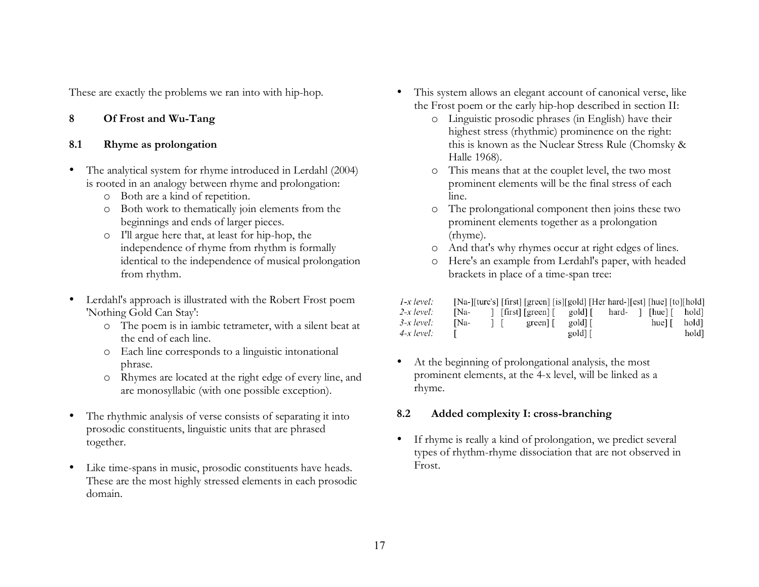These are exactly the problems we ran into with hip-hop.

## 8 Of Frost and Wu-Tang

### 8.1 Rhyme as prolongation

- The analytical system for rhyme introduced in Lerdahl (2004) is rooted in an analogy between rhyme and prolongation:
    - Both are a kind of repetition.
    - Both work to thematically join elements from the beginnings and ends of larger pieces.
    - I'll argue here that, at least for hip-hop, the independence of rhyme from rhythm is formally identical to the independence of musical prolongation from rhythm.

- Lerdahl's approach is illustrated with the Robert Frost poem 'Nothing Gold Can Stay':
    - The poem is in iambic tetrameter, with a silent beat at the end of each line.
    - Each line corresponds to a linguistic intonational phrase.
    - Rhymes are located at the right edge of every line, and are monosyllabic (with one possible exception).

- The rhythmic analysis of verse consists of separating it into prosodic constituents, linguistic units that are phrased together.

- Like time-spans in music, prosodic constituents have heads. These are the most highly stressed elements in each prosodic domain.

- This system allows an elegant account of canonical verse, like the Frost poem or the early hip-hop described in section II:
    - Linguistic prosodic phrases (in English) have their highest stress (rhythmic) prominence on the right: this is known as the Nuclear Stress Rule (Chomsky & Halle 1968).
    - This means that at the couplet level, the two most prominent elements will be the final stress of each line.
    - The prolongational component then joins these two prominent elements together as a prolongation (rhyme).
    - And that's why rhymes occur at right edges of lines.
    - Here's an example from Lerdahl's paper, with headed brackets in place of a time-span tree:

```
1-x level:  [Na-][ture's] [first] [green] [is][gold] [Her hard-][est] [hue] [to][hold]
2-x level:  [Na-      ]  [first] [green] [     gold] [     hard-    ]  [hue] [    hold]
3-x level:  [Na-      ]  [         green] [     gold] [                     hue] [    hold]
4-x level:  [                                   gold] [                               hold]
```

- At the beginning of prolongational analysis, the most prominent elements, at the 4-x level, will be linked as a rhyme.

### 8.2 Added complexity I: cross-branching

- If rhyme is really a kind of prolongation, we predict several types of rhythm-rhyme dissociation that are not observed in Frost.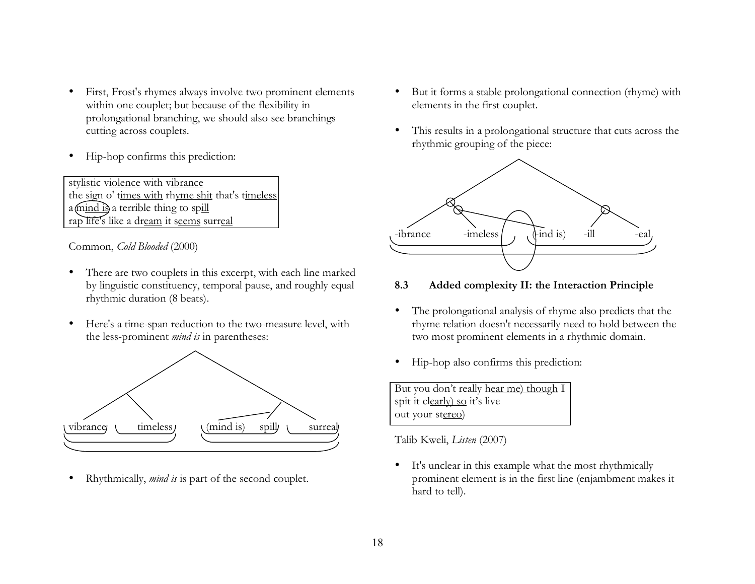- First, Frost's rhymes always involve two prominent elements within one couplet; but because of the flexibility in prolongational branching, we should also see branchings cutting across couplets.

- Hip-hop confirms this prediction:

> stylistic violence with vibrance
> the sign o' times with rhyme shit that's timeless
> a mind is a terrible thing to spill
> rap life's like a dream it seems surreal

Common, *Cold Blooded* (2000)

- There are two couplets in this excerpt, with each line marked by linguistic constituency, temporal pause, and roughly equal rhythmic duration (8 beats).

- Here's a time-span reduction to the two-measure level, with the less-prominent *mind is* in parentheses:

vibrance    timeless    (mind is)    spill    surreal

- Rhythmically, *mind is* is part of the second couplet.

- But it forms a stable prolongational connection (rhyme) with elements in the first couplet.

- This results in a prolongational structure that cuts across the rhythmic grouping of the piece:

-ibrance    -imeless    (-ind is)    -ill    -eal

### 8.3 Added complexity II: the Interaction Principle

- The prolongational analysis of rhyme also predicts that the rhyme relation doesn't necessarily need to hold between the two most prominent elements in a rhythmic domain.

- Hip-hop also confirms this prediction:

> But you don't really hear me) though I
> spit it clearly) so it's live
> out your stereo)

Talib Kweli, *Listen* (2007)

- It's unclear in this example what the most rhythmically prominent element is in the first line (enjambment makes it hard to tell).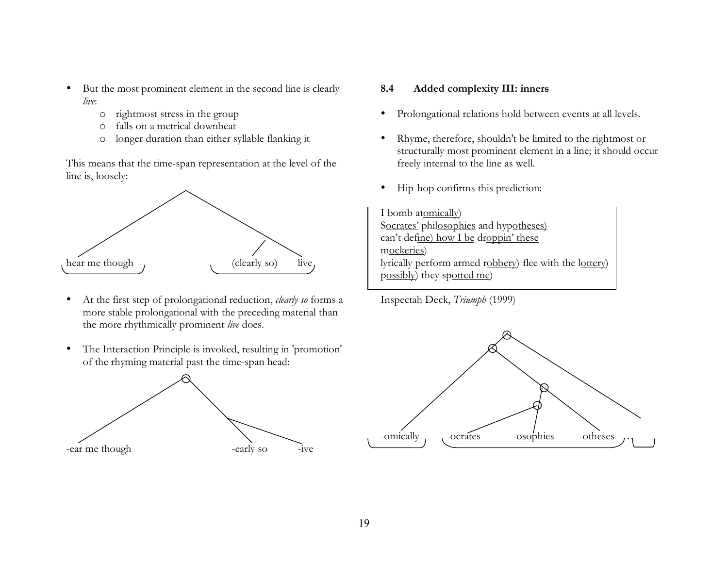- But the most prominent element in the second line is clearly *live*:
  - rightmost stress in the group
  - falls on a metrical downbeat
  - longer duration than either syllable flanking it

This means that the time-span representation at the level of the line is, loosely:

hear me though (clearly so) live

- At the first step of prolongational reduction, *clearly so* forms a more stable prolongational with the preceding material than the more rhythmically prominent *live* does.

- The Interaction Principle is invoked, resulting in 'promotion' of the rhyming material past the time-span head:

-ear me though -early so -ive

### 8.4 Added complexity III: inners

- Prolongational relations hold between events at all levels.

- Rhyme, therefore, shouldn't be limited to the rightmost or structurally most prominent element in a line; it should occur freely internal to the line as well.

- Hip-hop confirms this prediction:

> I bomb at<u>omically</u>)
> S<u>ocrates'</u> phil<u>osophies</u> and hyp<u>otheses)</u>
> can't def<u>ine) how I be</u> dr<u>oppin' these</u>
> m<u>ockeries</u>)
> lyrically perform armed r<u>obbery</u>) flee with the l<u>ottery</u>)
> p<u>ossibly</u>) they sp<u>otted me</u>)

Inspectah Deck, *Triumph* (1999)

-omically -ocrates -osophies -otheses ...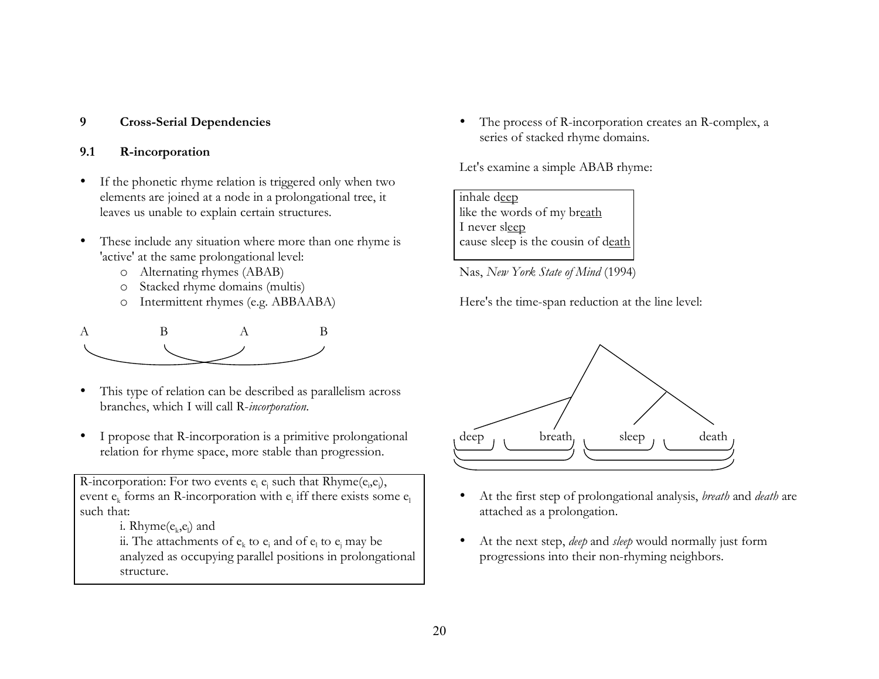## 9 Cross-Serial Dependencies

### 9.1 R-incorporation

- If the phonetic rhyme relation is triggered only when two elements are joined at a node in a prolongational tree, it leaves us unable to explain certain structures.
- These include any situation where more than one rhyme is 'active' at the same prolongational level:
  - Alternating rhymes (ABAB)
  - Stacked rhyme domains (multis)
  - Intermittent rhymes (e.g. ABBAABA)

A B A B

- This type of relation can be described as parallelism across branches, which I will call R-*incorporation*.
- I propose that R-incorporation is a primitive prolongational relation for rhyme space, more stable than progression.

> R-incorporation: For two events $e_i$ $e_j$ such that Rhyme($e_i$,$e_j$), event $e_k$ forms an R-incorporation with $e_i$ iff there exists some $e_l$ such that:
>
> i. Rhyme($e_k$,$e_l$) and
>
> ii. The attachments of $e_k$ to $e_i$ and of $e_l$ to $e_j$ may be analyzed as occupying parallel positions in prolongational structure.

- The process of R-incorporation creates an R-complex, a series of stacked rhyme domains.

Let's examine a simple ABAB rhyme:

> inhale d<u>eep</u>
> like the words of my br<u>eath</u>
> I never sl<u>eep</u>
> cause sleep is the cousin of d<u>eath</u>

Nas, *New York State of Mind* (1994)

Here's the time-span reduction at the line level:

deep breath sleep death

- At the first step of prolongational analysis, *breath* and *death* are attached as a prolongation.
- At the next step, *deep* and *sleep* would normally just form progressions into their non-rhyming neighbors.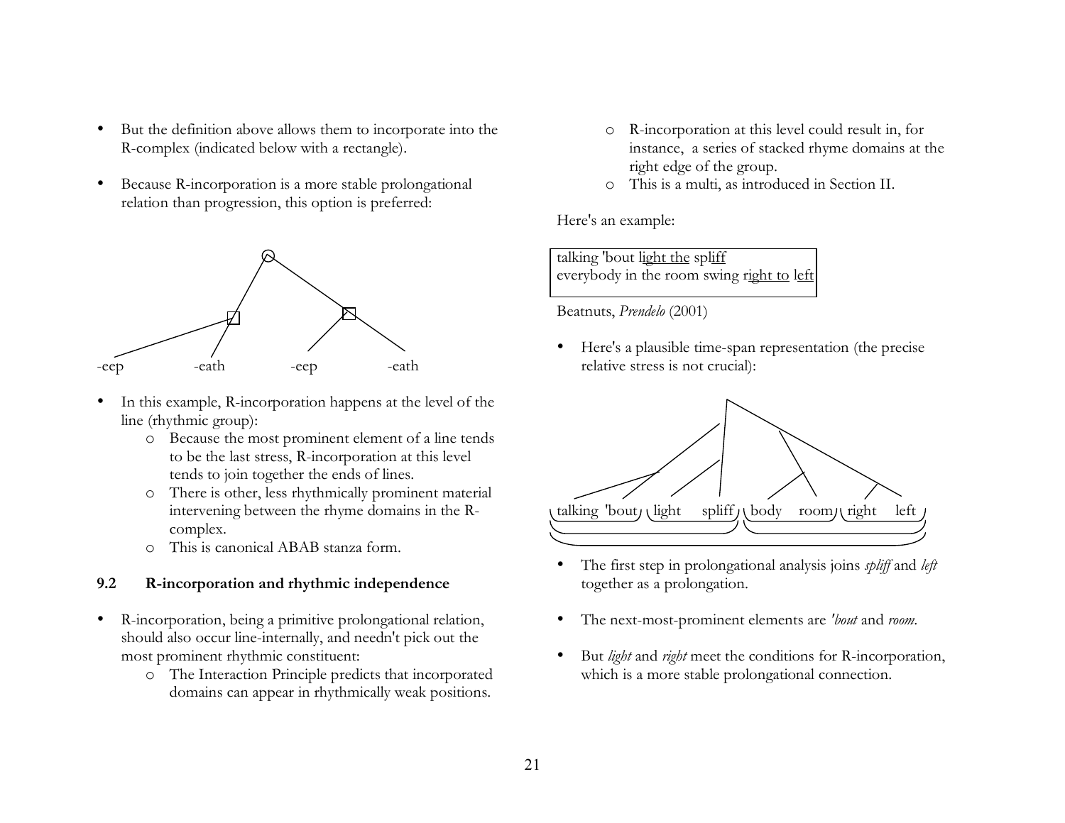- But the definition above allows them to incorporate into the R-complex (indicated below with a rectangle).

- Because R-incorporation is a more stable prolongational relation than progression, this option is preferred:

-eep -eath -eep -eath

- In this example, R-incorporation happens at the level of the line (rhythmic group):
  - Because the most prominent element of a line tends to be the last stress, R-incorporation at this level tends to join together the ends of lines.
  - There is other, less rhythmically prominent material intervening between the rhyme domains in the R-complex.
  - This is canonical ABAB stanza form.

### 9.2 R-incorporation and rhythmic independence

- R-incorporation, being a primitive prolongational relation, should also occur line-internally, and needn't pick out the most prominent rhythmic constituent:
  - The Interaction Principle predicts that incorporated domains can appear in rhythmically weak positions.
  - R-incorporation at this level could result in, for instance, a series of stacked rhyme domains at the right edge of the group.
  - This is a multi, as introduced in Section II.

Here's an example:

> talking 'bout <u>light the</u> spl<u>iff</u>
> everybody in the room swing <u>right to</u> <u>left</u>

Beatnuts, *Prendelo* (2001)

- Here's a plausible time-span representation (the precise relative stress is not crucial):

talking 'bout light spliff body room right left

- The first step in prolongational analysis joins *spliff* and *left* together as a prolongation.

- The next-most-prominent elements are *'bout* and *room*.

- But *light* and *right* meet the conditions for R-incorporation, which is a more stable prolongational connection.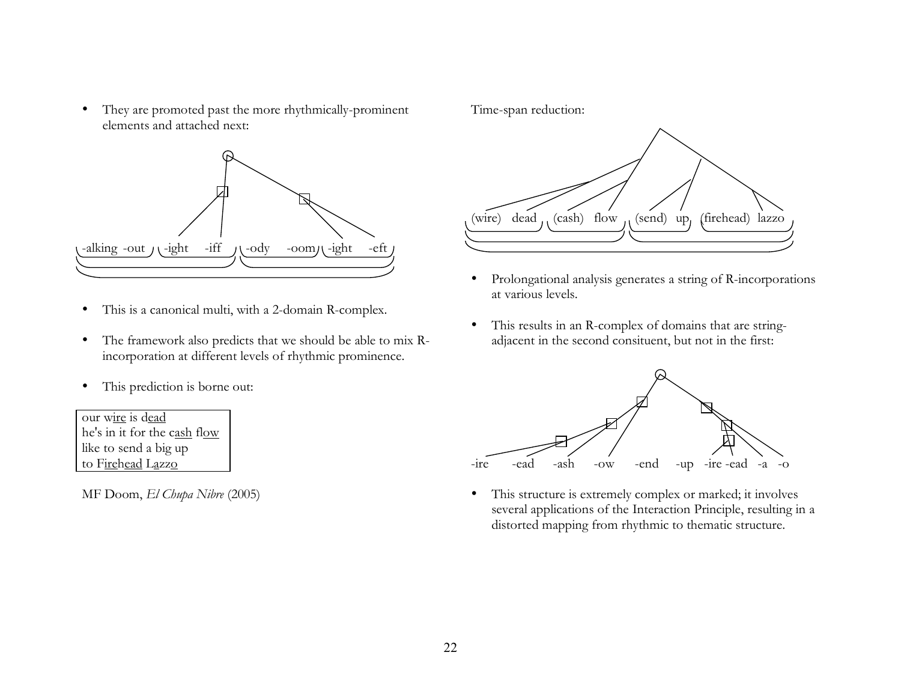- They are promoted past the more rhythmically-prominent elements and attached next:

-alking -out -ight -iff -ody -oom -ight -eft

- This is a canonical multi, with a 2-domain R-complex.

- The framework also predicts that we should be able to mix R-incorporation at different levels of rhythmic prominence.

- This prediction is borne out:

| our wire is dead<br>he's in it for the cash flow<br>like to send a big up<br>to Firehead Lazzo |
|---|

MF Doom, *El Chupa Nibre* (2005)

Time-span reduction:

(wire) dead (cash) flow (send) up (firehead) lazzo

- Prolongational analysis generates a string of R-incorporations at various levels.

- This results in an R-complex of domains that are string-adjacent in the second consituent, but not in the first:

-ire -ead -ash -ow -end -up -ire -ead -a -o

- This structure is extremely complex or marked; it involves several applications of the Interaction Principle, resulting in a distorted mapping from rhythmic to thematic structure.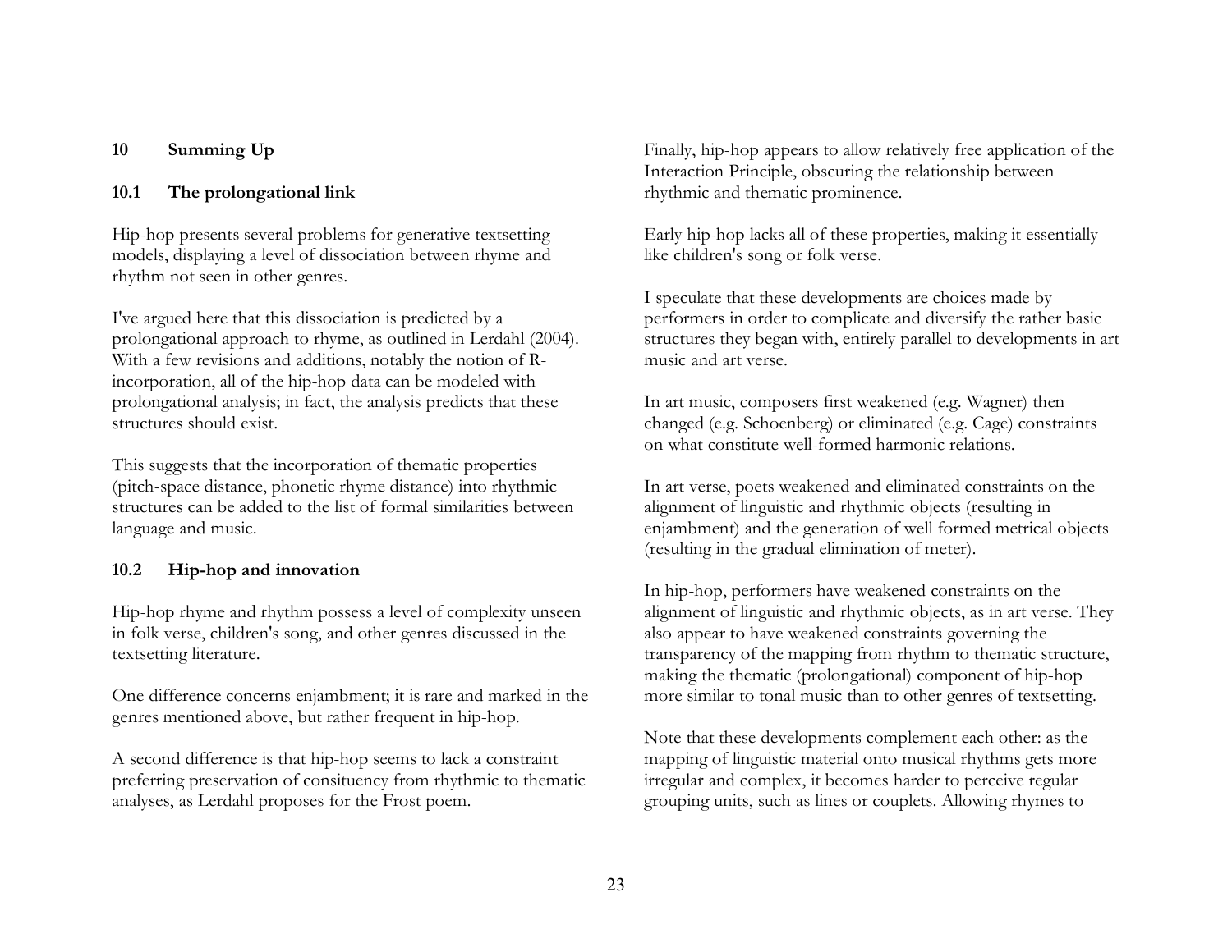## 10 Summing Up

### 10.1 The prolongational link

Hip-hop presents several problems for generative textsetting models, displaying a level of dissociation between rhyme and rhythm not seen in other genres.

I've argued here that this dissociation is predicted by a prolongational approach to rhyme, as outlined in Lerdahl (2004). With a few revisions and additions, notably the notion of R-incorporation, all of the hip-hop data can be modeled with prolongational analysis; in fact, the analysis predicts that these structures should exist.

This suggests that the incorporation of thematic properties (pitch-space distance, phonetic rhyme distance) into rhythmic structures can be added to the list of formal similarities between language and music.

### 10.2 Hip-hop and innovation

Hip-hop rhyme and rhythm possess a level of complexity unseen in folk verse, children's song, and other genres discussed in the textsetting literature.

One difference concerns enjambment; it is rare and marked in the genres mentioned above, but rather frequent in hip-hop.

A second difference is that hip-hop seems to lack a constraint preferring preservation of consituency from rhythmic to thematic analyses, as Lerdahl proposes for the Frost poem.

Finally, hip-hop appears to allow relatively free application of the Interaction Principle, obscuring the relationship between rhythmic and thematic prominence.

Early hip-hop lacks all of these properties, making it essentially like children's song or folk verse.

I speculate that these developments are choices made by performers in order to complicate and diversify the rather basic structures they began with, entirely parallel to developments in art music and art verse.

In art music, composers first weakened (e.g. Wagner) then changed (e.g. Schoenberg) or eliminated (e.g. Cage) constraints on what constitute well-formed harmonic relations.

In art verse, poets weakened and eliminated constraints on the alignment of linguistic and rhythmic objects (resulting in enjambment) and the generation of well formed metrical objects (resulting in the gradual elimination of meter).

In hip-hop, performers have weakened constraints on the alignment of linguistic and rhythmic objects, as in art verse. They also appear to have weakened constraints governing the transparency of the mapping from rhythm to thematic structure, making the thematic (prolongational) component of hip-hop more similar to tonal music than to other genres of textsetting.

Note that these developments complement each other: as the mapping of linguistic material onto musical rhythms gets more irregular and complex, it becomes harder to perceive regular grouping units, such as lines or couplets. Allowing rhymes to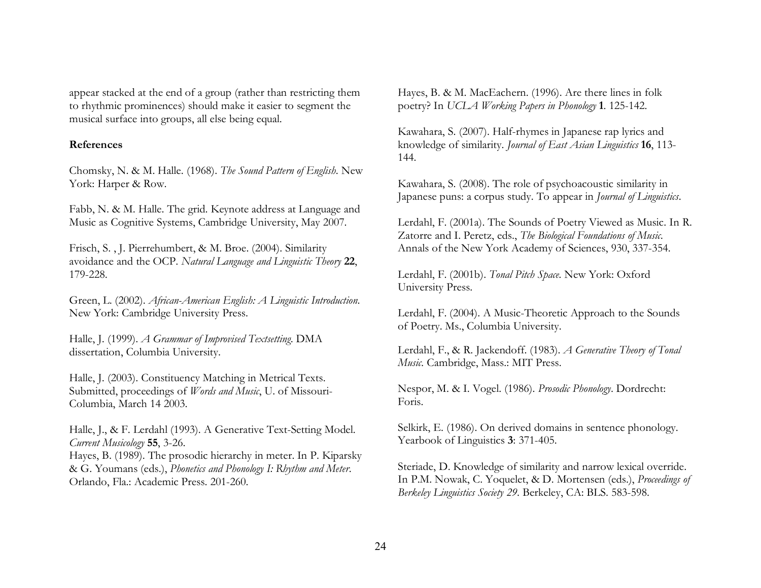appear stacked at the end of a group (rather than restricting them to rhythmic prominences) should make it easier to segment the musical surface into groups, all else being equal.

**References**

Chomsky, N. & M. Halle. (1968). *The Sound Pattern of English*. New York: Harper & Row.

Fabb, N. & M. Halle. The grid. Keynote address at Language and Music as Cognitive Systems, Cambridge University, May 2007.

Frisch, S. , J. Pierrehumbert, & M. Broe. (2004). Similarity avoidance and the OCP. *Natural Language and Linguistic Theory* **22**, 179-228.

Green, L. (2002). *African-American English: A Linguistic Introduction*. New York: Cambridge University Press.

Halle, J. (1999). *A Grammar of Improvised Textsetting*. DMA dissertation, Columbia University.

Halle, J. (2003). Constituency Matching in Metrical Texts. Submitted, proceedings of *Words and Music*, U. of Missouri-Columbia, March 14 2003.

Halle, J., & F. Lerdahl (1993). A Generative Text-Setting Model. *Current Musicology* **55**, 3-26.

Hayes, B. (1989). The prosodic hierarchy in meter. In P. Kiparsky & G. Youmans (eds.), *Phonetics and Phonology I: Rhythm and Meter*. Orlando, Fla.: Academic Press. 201-260.

Hayes, B. & M. MacEachern. (1996). Are there lines in folk poetry? In *UCLA Working Papers in Phonology* **1**. 125-142.

Kawahara, S. (2007). Half-rhymes in Japanese rap lyrics and knowledge of similarity. *Journal of East Asian Linguistics* **16**, 113-144.

Kawahara, S. (2008). The role of psychoacoustic similarity in Japanese puns: a corpus study. To appear in *Journal of Linguistics*.

Lerdahl, F. (2001a). The Sounds of Poetry Viewed as Music. In R. Zatorre and I. Peretz, eds., *The Biological Foundations of Music*. Annals of the New York Academy of Sciences, 930, 337-354.

Lerdahl, F. (2001b). *Tonal Pitch Space*. New York: Oxford University Press.

Lerdahl, F. (2004). A Music-Theoretic Approach to the Sounds of Poetry. Ms., Columbia University.

Lerdahl, F., & R. Jackendoff. (1983). *A Generative Theory of Tonal Music*. Cambridge, Mass.: MIT Press.

Nespor, M. & I. Vogel. (1986). *Prosodic Phonology*. Dordrecht: Foris.

Selkirk, E. (1986). On derived domains in sentence phonology. Yearbook of Linguistics **3**: 371-405.

Steriade, D. Knowledge of similarity and narrow lexical override. In P.M. Nowak, C. Yoquelet, & D. Mortensen (eds.), *Proceedings of Berkeley Linguistics Society 29*. Berkeley, CA: BLS. 583-598.